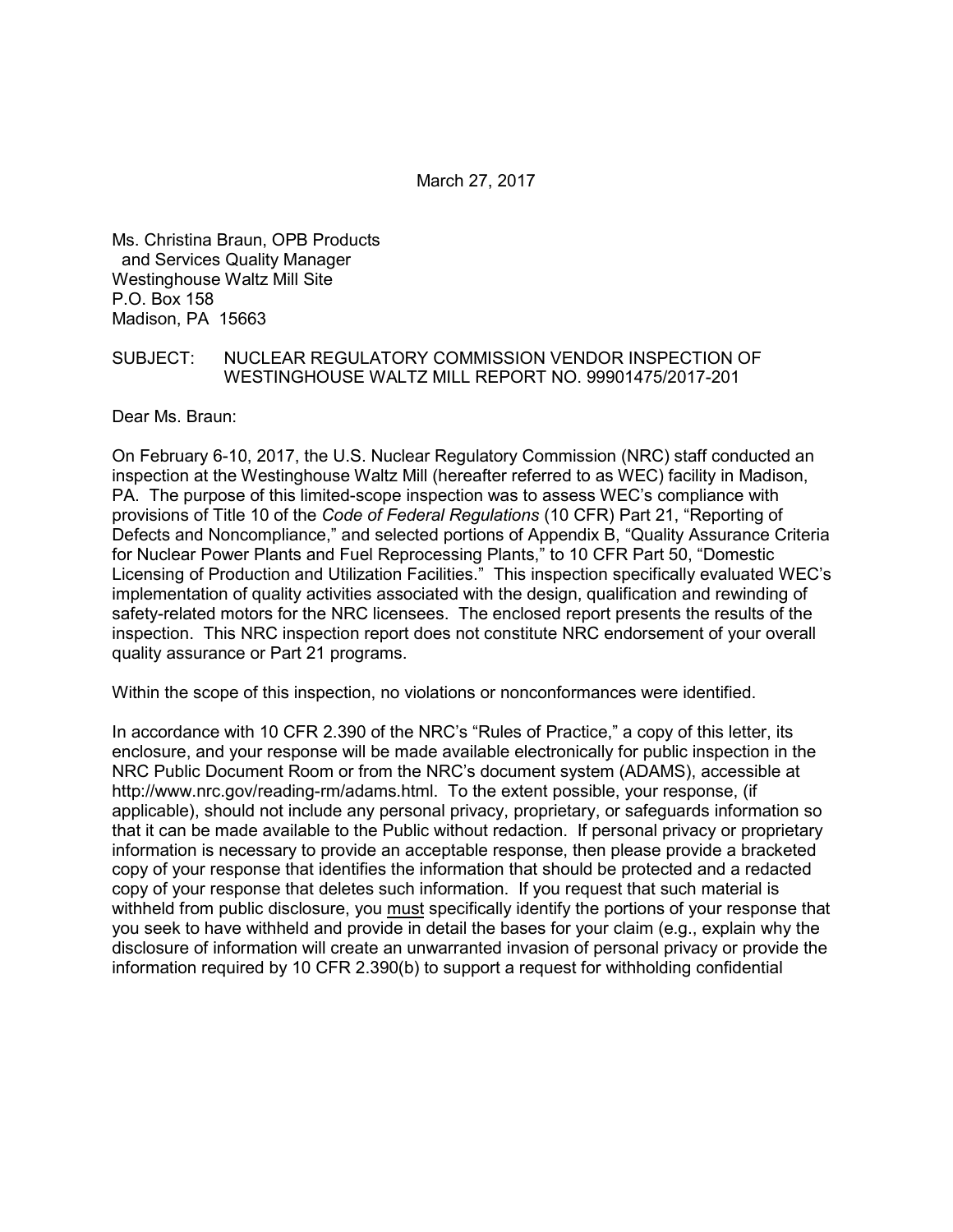March 27, 2017

Ms. Christina Braun, OPB Products
and Services Quality Manager
Westinghouse Waltz Mill Site
P.O. Box 158
Madison, PA 15663

SUBJECT: NUCLEAR REGULATORY COMMISSION VENDOR INSPECTION OF WESTINGHOUSE WALTZ MILL REPORT NO. 99901475/2017-201

Dear Ms. Braun:

On February 6-10, 2017, the U.S. Nuclear Regulatory Commission (NRC) staff conducted an inspection at the Westinghouse Waltz Mill (hereafter referred to as WEC) facility in Madison, PA. The purpose of this limited-scope inspection was to assess WEC's compliance with provisions of Title 10 of the *Code of Federal Regulations* (10 CFR) Part 21, "Reporting of Defects and Noncompliance," and selected portions of Appendix B, "Quality Assurance Criteria for Nuclear Power Plants and Fuel Reprocessing Plants," to 10 CFR Part 50, "Domestic Licensing of Production and Utilization Facilities." This inspection specifically evaluated WEC's implementation of quality activities associated with the design, qualification and rewinding of safety-related motors for the NRC licensees. The enclosed report presents the results of the inspection. This NRC inspection report does not constitute NRC endorsement of your overall quality assurance or Part 21 programs.

Within the scope of this inspection, no violations or nonconformances were identified.

In accordance with 10 CFR 2.390 of the NRC's "Rules of Practice," a copy of this letter, its enclosure, and your response will be made available electronically for public inspection in the NRC Public Document Room or from the NRC's document system (ADAMS), accessible at http://www.nrc.gov/reading-rm/adams.html. To the extent possible, your response, (if applicable), should not include any personal privacy, proprietary, or safeguards information so that it can be made available to the Public without redaction. If personal privacy or proprietary information is necessary to provide an acceptable response, then please provide a bracketed copy of your response that identifies the information that should be protected and a redacted copy of your response that deletes such information. If you request that such material is withheld from public disclosure, you <u>must</u> specifically identify the portions of your response that you seek to have withheld and provide in detail the bases for your claim (e.g., explain why the disclosure of information will create an unwarranted invasion of personal privacy or provide the information required by 10 CFR 2.390(b) to support a request for withholding confidential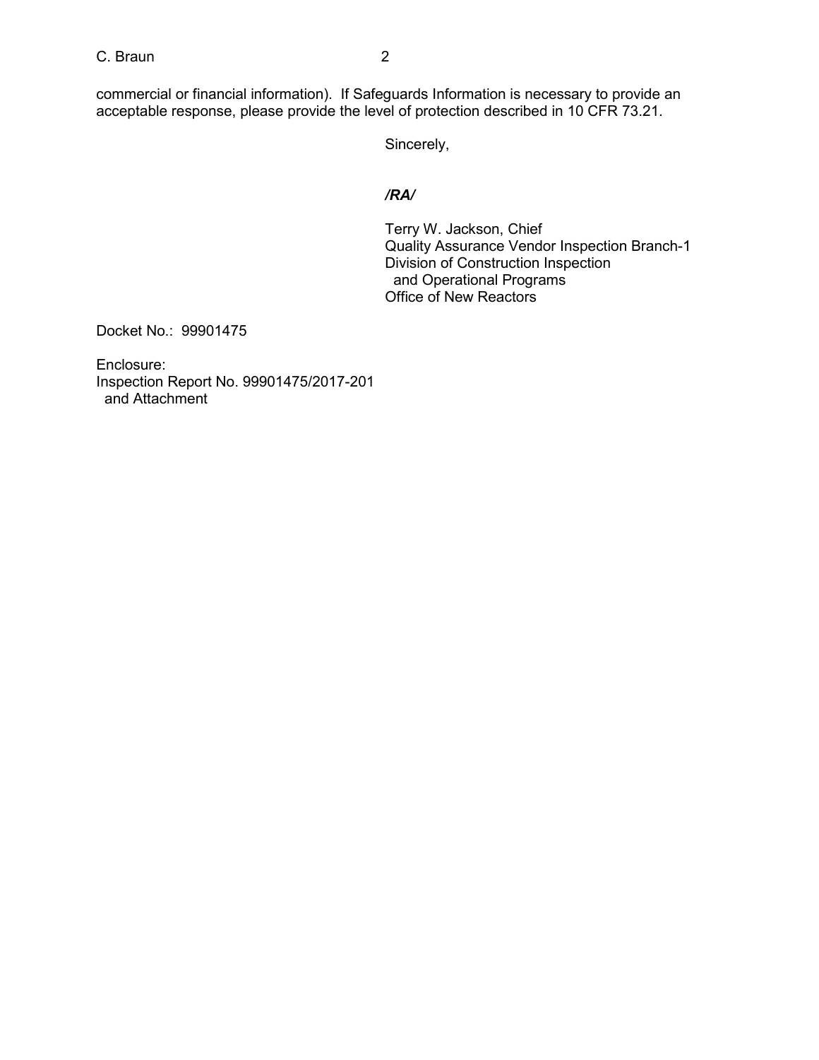commercial or financial information). If Safeguards Information is necessary to provide an acceptable response, please provide the level of protection described in 10 CFR 73.21.

Sincerely,

***/RA/***

Terry W. Jackson, Chief  
Quality Assurance Vendor Inspection Branch-1  
Division of Construction Inspection  
and Operational Programs  
Office of New Reactors

Docket No.: 99901475

Enclosure:  
Inspection Report No. 99901475/2017-201  
and Attachment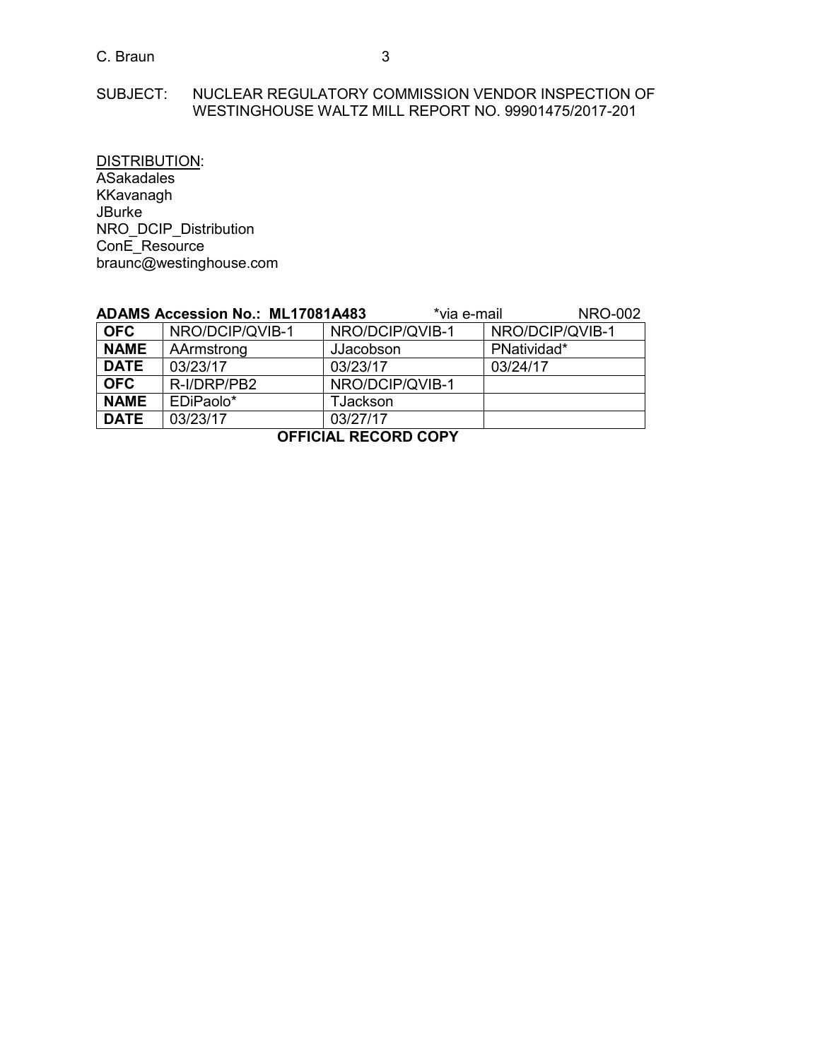SUBJECT: NUCLEAR REGULATORY COMMISSION VENDOR INSPECTION OF WESTINGHOUSE WALTZ MILL REPORT NO. 99901475/2017-201

DISTRIBUTION:
ASakadales
KKavanagh
JBurke
NRO_DCIP_Distribution
ConE_Resource
braunc@westinghouse.com

**ADAMS Accession No.: ML17081A483** *via e-mail NRO-002

| **OFC** | NRO/DCIP/QVIB-1 | NRO/DCIP/QVIB-1 | NRO/DCIP/QVIB-1 |
|---|---|---|---|
| **NAME** | AArmstrong | JJacobson | PNatividad* |
| **DATE** | 03/23/17 | 03/23/17 | 03/24/17 |
| **OFC** | R-I/DRP/PB2 | NRO/DCIP/QVIB-1 | |
| **NAME** | EDiPaolo* | TJackson | |
| **DATE** | 03/23/17 | 03/27/17 | |

**OFFICIAL RECORD COPY**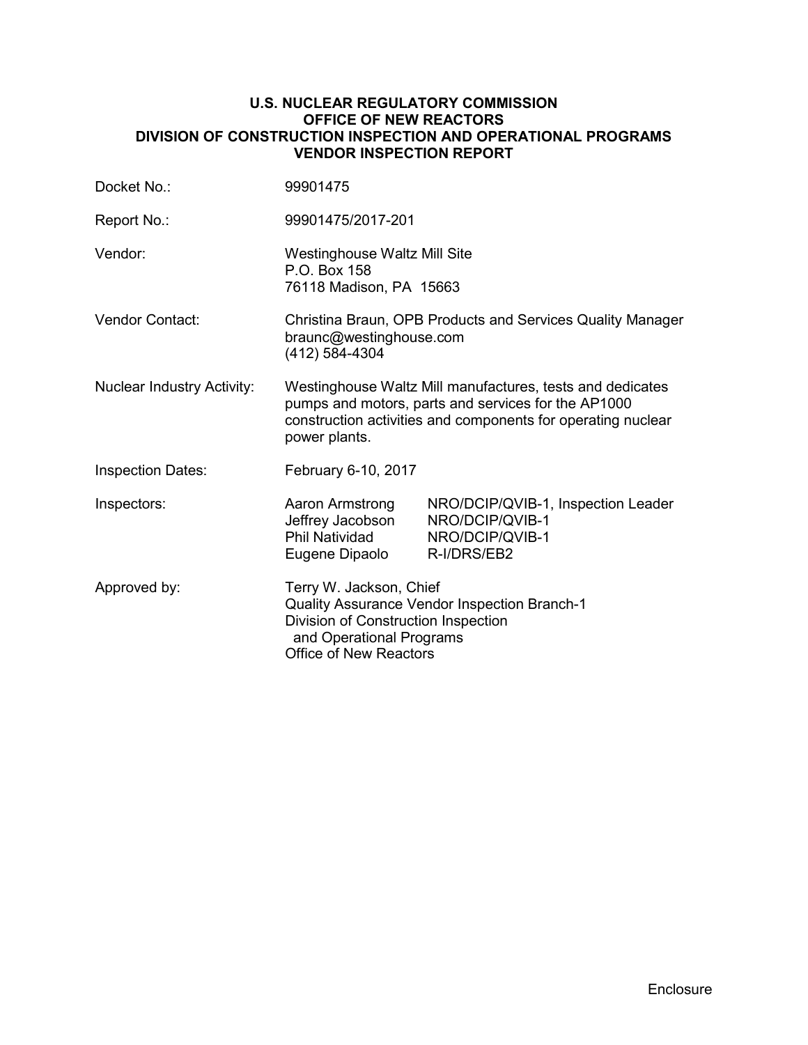# U.S. NUCLEAR REGULATORY COMMISSION
## OFFICE OF NEW REACTORS
## DIVISION OF CONSTRUCTION INSPECTION AND OPERATIONAL PROGRAMS
## VENDOR INSPECTION REPORT

| | | |
|---|---|---|
| Docket No.: | 99901475 | |
| Report No.: | 99901475/2017-201 | |
| Vendor: | Westinghouse Waltz Mill Site<br>P.O. Box 158<br>76118 Madison, PA 15663 | |
| Vendor Contact: | Christina Braun, OPB Products and Services Quality Manager<br>braunc@westinghouse.com<br>(412) 584-4304 | |
| Nuclear Industry Activity: | Westinghouse Waltz Mill manufactures, tests and dedicates pumps and motors, parts and services for the AP1000 construction activities and components for operating nuclear power plants. | |
| Inspection Dates: | February 6-10, 2017 | |
| Inspectors: | Aaron Armstrong | NRO/DCIP/QVIB-1, Inspection Leader |
| | Jeffrey Jacobson | NRO/DCIP/QVIB-1 |
| | Phil Natividad | NRO/DCIP/QVIB-1 |
| | Eugene Dipaolo | R-I/DRS/EB2 |
| Approved by: | Terry W. Jackson, Chief<br>Quality Assurance Vendor Inspection Branch-1<br>Division of Construction Inspection and Operational Programs<br>Office of New Reactors | |

Enclosure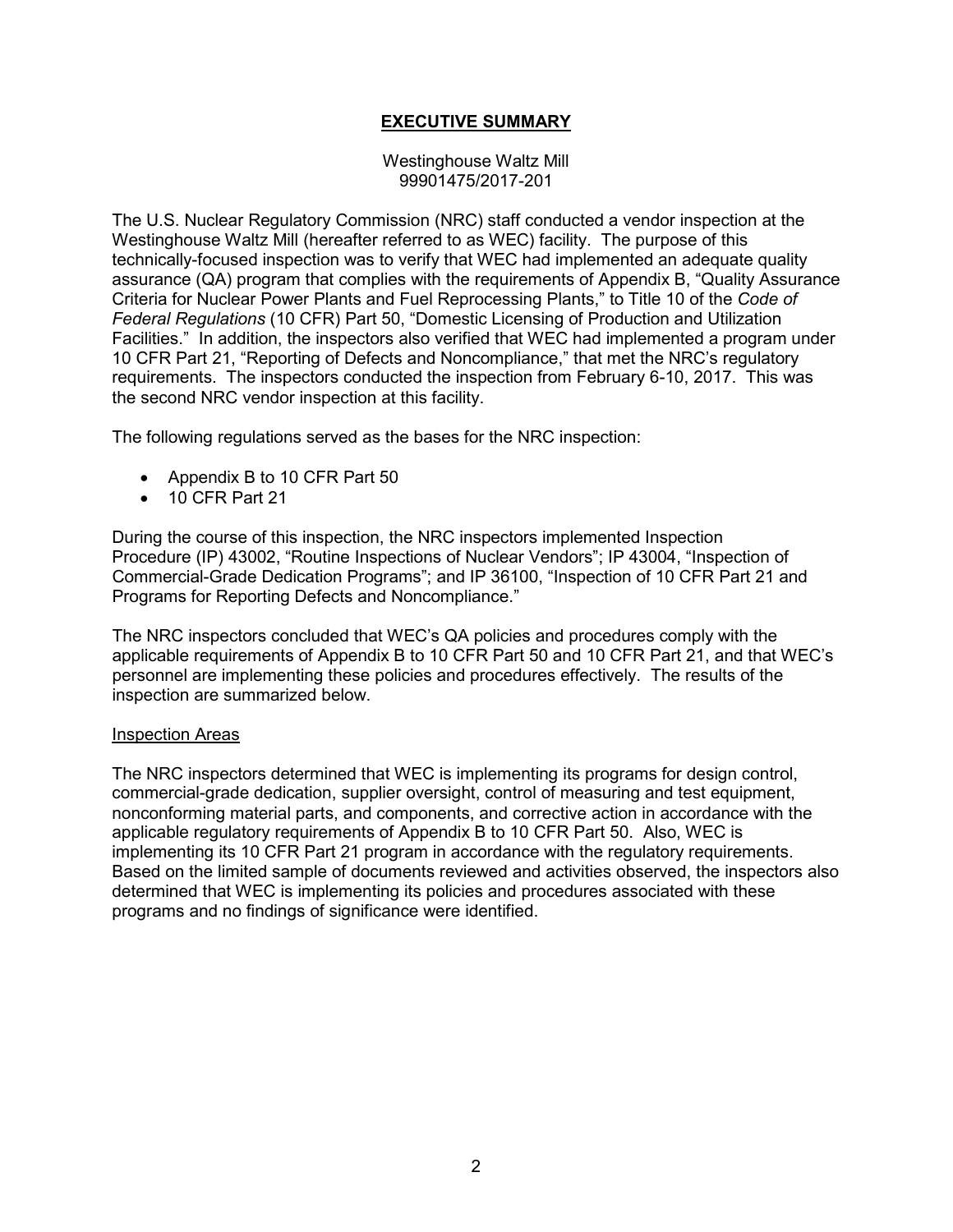# EXECUTIVE SUMMARY

Westinghouse Waltz Mill
99901475/2017-201

The U.S. Nuclear Regulatory Commission (NRC) staff conducted a vendor inspection at the Westinghouse Waltz Mill (hereafter referred to as WEC) facility. The purpose of this technically-focused inspection was to verify that WEC had implemented an adequate quality assurance (QA) program that complies with the requirements of Appendix B, "Quality Assurance Criteria for Nuclear Power Plants and Fuel Reprocessing Plants," to Title 10 of the *Code of Federal Regulations* (10 CFR) Part 50, "Domestic Licensing of Production and Utilization Facilities." In addition, the inspectors also verified that WEC had implemented a program under 10 CFR Part 21, "Reporting of Defects and Noncompliance," that met the NRC's regulatory requirements. The inspectors conducted the inspection from February 6-10, 2017. This was the second NRC vendor inspection at this facility.

The following regulations served as the bases for the NRC inspection:

- Appendix B to 10 CFR Part 50
- 10 CFR Part 21

During the course of this inspection, the NRC inspectors implemented Inspection Procedure (IP) 43002, "Routine Inspections of Nuclear Vendors"; IP 43004, "Inspection of Commercial-Grade Dedication Programs"; and IP 36100, "Inspection of 10 CFR Part 21 and Programs for Reporting Defects and Noncompliance."

The NRC inspectors concluded that WEC's QA policies and procedures comply with the applicable requirements of Appendix B to 10 CFR Part 50 and 10 CFR Part 21, and that WEC's personnel are implementing these policies and procedures effectively. The results of the inspection are summarized below.

## Inspection Areas

The NRC inspectors determined that WEC is implementing its programs for design control, commercial-grade dedication, supplier oversight, control of measuring and test equipment, nonconforming material parts, and components, and corrective action in accordance with the applicable regulatory requirements of Appendix B to 10 CFR Part 50. Also, WEC is implementing its 10 CFR Part 21 program in accordance with the regulatory requirements. Based on the limited sample of documents reviewed and activities observed, the inspectors also determined that WEC is implementing its policies and procedures associated with these programs and no findings of significance were identified.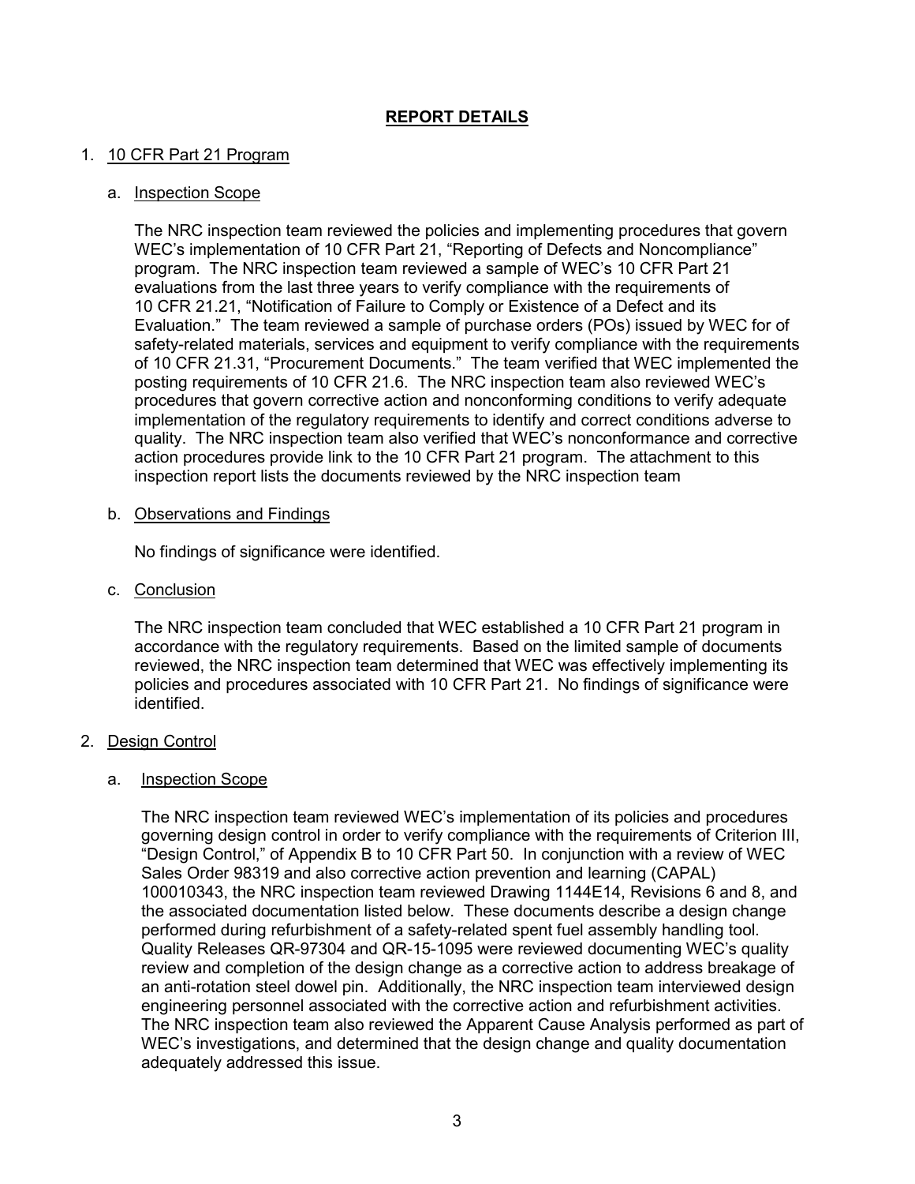# REPORT DETAILS

1. 10 CFR Part 21 Program

   a. Inspection Scope

   The NRC inspection team reviewed the policies and implementing procedures that govern WEC's implementation of 10 CFR Part 21, "Reporting of Defects and Noncompliance" program. The NRC inspection team reviewed a sample of WEC's 10 CFR Part 21 evaluations from the last three years to verify compliance with the requirements of 10 CFR 21.21, "Notification of Failure to Comply or Existence of a Defect and its Evaluation." The team reviewed a sample of purchase orders (POs) issued by WEC for of safety-related materials, services and equipment to verify compliance with the requirements of 10 CFR 21.31, "Procurement Documents." The team verified that WEC implemented the posting requirements of 10 CFR 21.6. The NRC inspection team also reviewed WEC's procedures that govern corrective action and nonconforming conditions to verify adequate implementation of the regulatory requirements to identify and correct conditions adverse to quality. The NRC inspection team also verified that WEC's nonconformance and corrective action procedures provide link to the 10 CFR Part 21 program. The attachment to this inspection report lists the documents reviewed by the NRC inspection team

   b. Observations and Findings

   No findings of significance were identified.

   c. Conclusion

   The NRC inspection team concluded that WEC established a 10 CFR Part 21 program in accordance with the regulatory requirements. Based on the limited sample of documents reviewed, the NRC inspection team determined that WEC was effectively implementing its policies and procedures associated with 10 CFR Part 21. No findings of significance were identified.

2. Design Control

   a. Inspection Scope

   The NRC inspection team reviewed WEC's implementation of its policies and procedures governing design control in order to verify compliance with the requirements of Criterion III, "Design Control," of Appendix B to 10 CFR Part 50. In conjunction with a review of WEC Sales Order 98319 and also corrective action prevention and learning (CAPAL) 100010343, the NRC inspection team reviewed Drawing 1144E14, Revisions 6 and 8, and the associated documentation listed below. These documents describe a design change performed during refurbishment of a safety-related spent fuel assembly handling tool. Quality Releases QR-97304 and QR-15-1095 were reviewed documenting WEC's quality review and completion of the design change as a corrective action to address breakage of an anti-rotation steel dowel pin. Additionally, the NRC inspection team interviewed design engineering personnel associated with the corrective action and refurbishment activities. The NRC inspection team also reviewed the Apparent Cause Analysis performed as part of WEC's investigations, and determined that the design change and quality documentation adequately addressed this issue.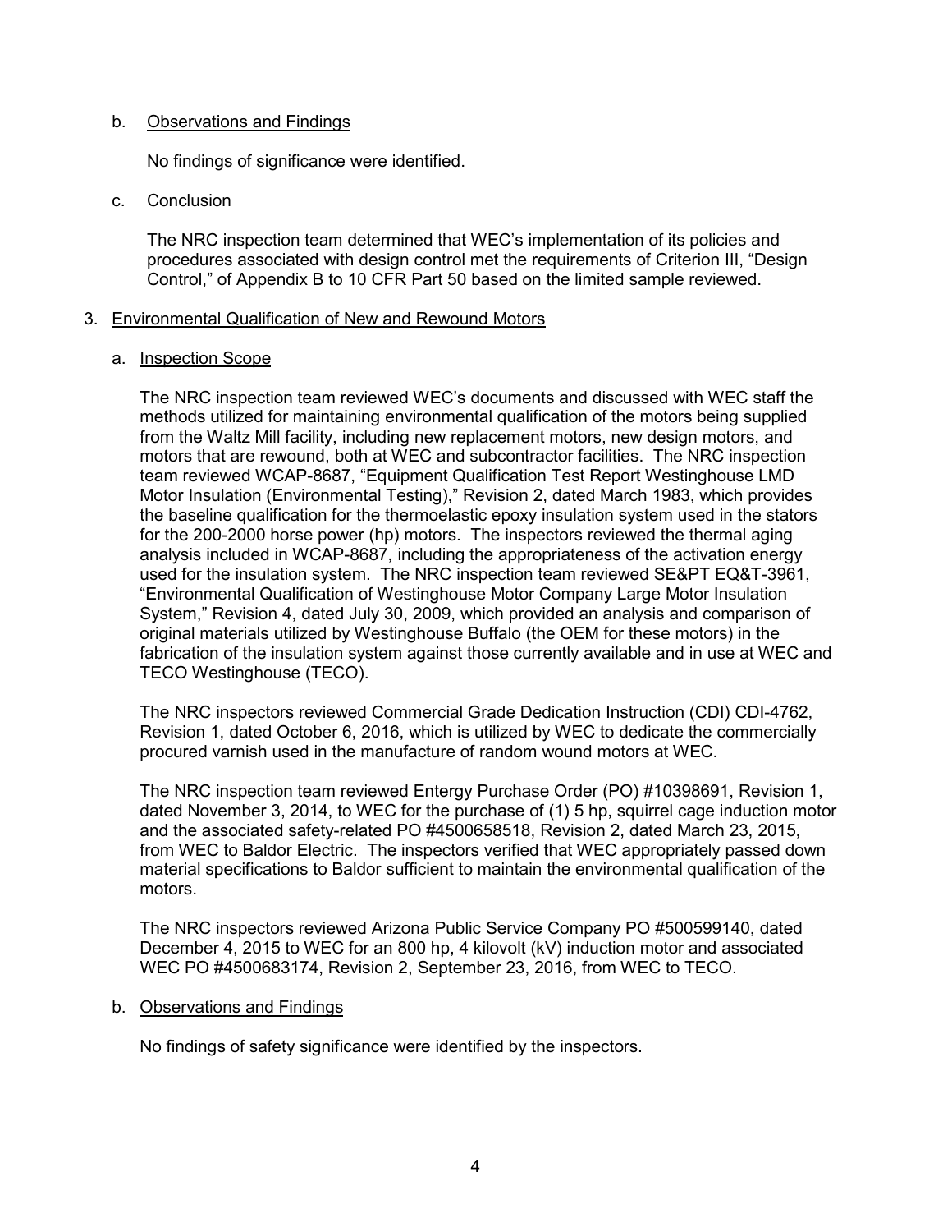b. Observations and Findings

No findings of significance were identified.

c. Conclusion

The NRC inspection team determined that WEC's implementation of its policies and procedures associated with design control met the requirements of Criterion III, "Design Control," of Appendix B to 10 CFR Part 50 based on the limited sample reviewed.

3. Environmental Qualification of New and Rewound Motors

a. Inspection Scope

The NRC inspection team reviewed WEC's documents and discussed with WEC staff the methods utilized for maintaining environmental qualification of the motors being supplied from the Waltz Mill facility, including new replacement motors, new design motors, and motors that are rewound, both at WEC and subcontractor facilities. The NRC inspection team reviewed WCAP-8687, "Equipment Qualification Test Report Westinghouse LMD Motor Insulation (Environmental Testing)," Revision 2, dated March 1983, which provides the baseline qualification for the thermoelastic epoxy insulation system used in the stators for the 200-2000 horse power (hp) motors. The inspectors reviewed the thermal aging analysis included in WCAP-8687, including the appropriateness of the activation energy used for the insulation system. The NRC inspection team reviewed SE&PT EQ&T-3961, "Environmental Qualification of Westinghouse Motor Company Large Motor Insulation System," Revision 4, dated July 30, 2009, which provided an analysis and comparison of original materials utilized by Westinghouse Buffalo (the OEM for these motors) in the fabrication of the insulation system against those currently available and in use at WEC and TECO Westinghouse (TECO).

The NRC inspectors reviewed Commercial Grade Dedication Instruction (CDI) CDI-4762, Revision 1, dated October 6, 2016, which is utilized by WEC to dedicate the commercially procured varnish used in the manufacture of random wound motors at WEC.

The NRC inspection team reviewed Entergy Purchase Order (PO) #10398691, Revision 1, dated November 3, 2014, to WEC for the purchase of (1) 5 hp, squirrel cage induction motor and the associated safety-related PO #4500658518, Revision 2, dated March 23, 2015, from WEC to Baldor Electric. The inspectors verified that WEC appropriately passed down material specifications to Baldor sufficient to maintain the environmental qualification of the motors.

The NRC inspectors reviewed Arizona Public Service Company PO #500599140, dated December 4, 2015 to WEC for an 800 hp, 4 kilovolt (kV) induction motor and associated WEC PO #4500683174, Revision 2, September 23, 2016, from WEC to TECO.

b. Observations and Findings

No findings of safety significance were identified by the inspectors.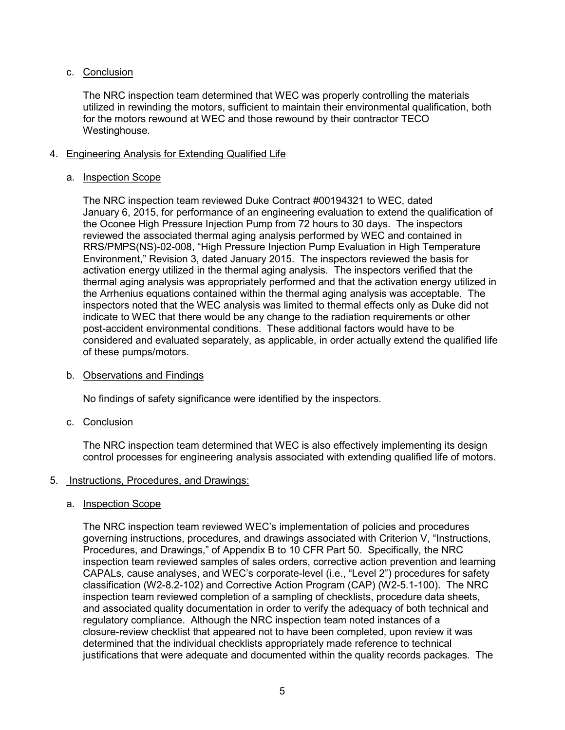c. Conclusion

The NRC inspection team determined that WEC was properly controlling the materials utilized in rewinding the motors, sufficient to maintain their environmental qualification, both for the motors rewound at WEC and those rewound by their contractor TECO Westinghouse.

4. Engineering Analysis for Extending Qualified Life

a. Inspection Scope

The NRC inspection team reviewed Duke Contract #00194321 to WEC, dated January 6, 2015, for performance of an engineering evaluation to extend the qualification of the Oconee High Pressure Injection Pump from 72 hours to 30 days. The inspectors reviewed the associated thermal aging analysis performed by WEC and contained in RRS/PMPS(NS)-02-008, "High Pressure Injection Pump Evaluation in High Temperature Environment," Revision 3, dated January 2015. The inspectors reviewed the basis for activation energy utilized in the thermal aging analysis. The inspectors verified that the thermal aging analysis was appropriately performed and that the activation energy utilized in the Arrhenius equations contained within the thermal aging analysis was acceptable. The inspectors noted that the WEC analysis was limited to thermal effects only as Duke did not indicate to WEC that there would be any change to the radiation requirements or other post-accident environmental conditions. These additional factors would have to be considered and evaluated separately, as applicable, in order actually extend the qualified life of these pumps/motors.

b. Observations and Findings

No findings of safety significance were identified by the inspectors.

c. Conclusion

The NRC inspection team determined that WEC is also effectively implementing its design control processes for engineering analysis associated with extending qualified life of motors.

5. Instructions, Procedures, and Drawings:

a. Inspection Scope

The NRC inspection team reviewed WEC's implementation of policies and procedures governing instructions, procedures, and drawings associated with Criterion V, "Instructions, Procedures, and Drawings," of Appendix B to 10 CFR Part 50. Specifically, the NRC inspection team reviewed samples of sales orders, corrective action prevention and learning CAPALs, cause analyses, and WEC's corporate-level (i.e., "Level 2") procedures for safety classification (W2-8.2-102) and Corrective Action Program (CAP) (W2-5.1-100). The NRC inspection team reviewed completion of a sampling of checklists, procedure data sheets, and associated quality documentation in order to verify the adequacy of both technical and regulatory compliance. Although the NRC inspection team noted instances of a closure-review checklist that appeared not to have been completed, upon review it was determined that the individual checklists appropriately made reference to technical justifications that were adequate and documented within the quality records packages. The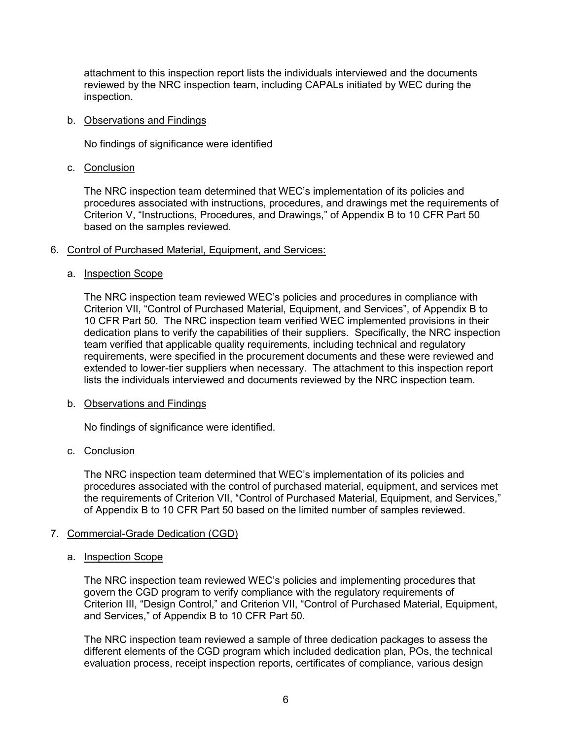attachment to this inspection report lists the individuals interviewed and the documents reviewed by the NRC inspection team, including CAPALs initiated by WEC during the inspection.

b. Observations and Findings

No findings of significance were identified

c. Conclusion

The NRC inspection team determined that WEC's implementation of its policies and procedures associated with instructions, procedures, and drawings met the requirements of Criterion V, "Instructions, Procedures, and Drawings," of Appendix B to 10 CFR Part 50 based on the samples reviewed.

6. Control of Purchased Material, Equipment, and Services:

a. Inspection Scope

The NRC inspection team reviewed WEC's policies and procedures in compliance with Criterion VII, "Control of Purchased Material, Equipment, and Services", of Appendix B to 10 CFR Part 50. The NRC inspection team verified WEC implemented provisions in their dedication plans to verify the capabilities of their suppliers. Specifically, the NRC inspection team verified that applicable quality requirements, including technical and regulatory requirements, were specified in the procurement documents and these were reviewed and extended to lower-tier suppliers when necessary. The attachment to this inspection report lists the individuals interviewed and documents reviewed by the NRC inspection team.

b. Observations and Findings

No findings of significance were identified.

c. Conclusion

The NRC inspection team determined that WEC's implementation of its policies and procedures associated with the control of purchased material, equipment, and services met the requirements of Criterion VII, "Control of Purchased Material, Equipment, and Services," of Appendix B to 10 CFR Part 50 based on the limited number of samples reviewed.

7. Commercial-Grade Dedication (CGD)

a. Inspection Scope

The NRC inspection team reviewed WEC's policies and implementing procedures that govern the CGD program to verify compliance with the regulatory requirements of Criterion III, "Design Control," and Criterion VII, "Control of Purchased Material, Equipment, and Services," of Appendix B to 10 CFR Part 50.

The NRC inspection team reviewed a sample of three dedication packages to assess the different elements of the CGD program which included dedication plan, POs, the technical evaluation process, receipt inspection reports, certificates of compliance, various design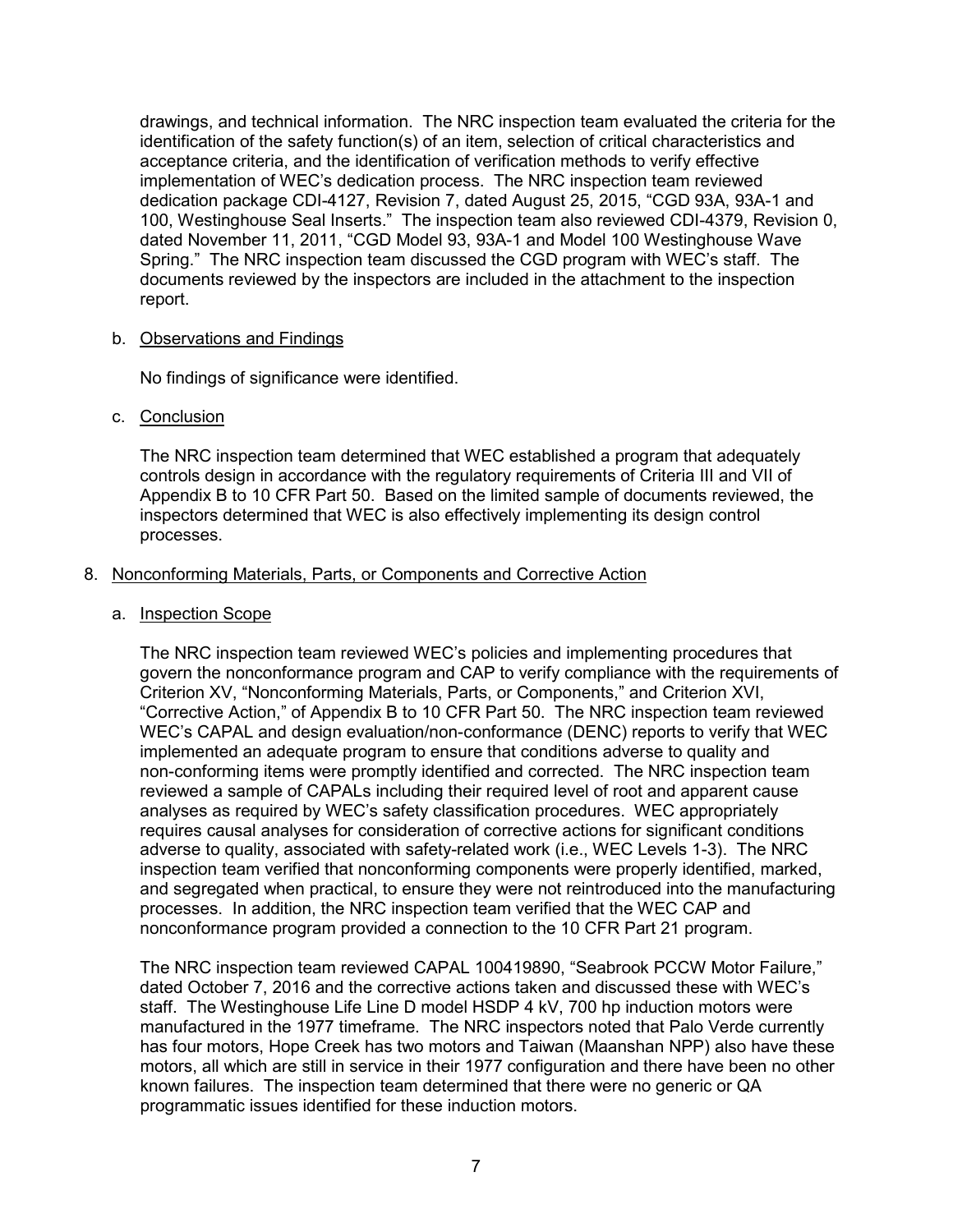drawings, and technical information. The NRC inspection team evaluated the criteria for the identification of the safety function(s) of an item, selection of critical characteristics and acceptance criteria, and the identification of verification methods to verify effective implementation of WEC's dedication process. The NRC inspection team reviewed dedication package CDI-4127, Revision 7, dated August 25, 2015, "CGD 93A, 93A-1 and 100, Westinghouse Seal Inserts." The inspection team also reviewed CDI-4379, Revision 0, dated November 11, 2011, "CGD Model 93, 93A-1 and Model 100 Westinghouse Wave Spring." The NRC inspection team discussed the CGD program with WEC's staff. The documents reviewed by the inspectors are included in the attachment to the inspection report.

b. Observations and Findings

No findings of significance were identified.

c. Conclusion

The NRC inspection team determined that WEC established a program that adequately controls design in accordance with the regulatory requirements of Criteria III and VII of Appendix B to 10 CFR Part 50. Based on the limited sample of documents reviewed, the inspectors determined that WEC is also effectively implementing its design control processes.

8. Nonconforming Materials, Parts, or Components and Corrective Action

a. Inspection Scope

The NRC inspection team reviewed WEC's policies and implementing procedures that govern the nonconformance program and CAP to verify compliance with the requirements of Criterion XV, "Nonconforming Materials, Parts, or Components," and Criterion XVI, "Corrective Action," of Appendix B to 10 CFR Part 50. The NRC inspection team reviewed WEC's CAPAL and design evaluation/non-conformance (DENC) reports to verify that WEC implemented an adequate program to ensure that conditions adverse to quality and non-conforming items were promptly identified and corrected. The NRC inspection team reviewed a sample of CAPALs including their required level of root and apparent cause analyses as required by WEC's safety classification procedures. WEC appropriately requires causal analyses for consideration of corrective actions for significant conditions adverse to quality, associated with safety-related work (i.e., WEC Levels 1-3). The NRC inspection team verified that nonconforming components were properly identified, marked, and segregated when practical, to ensure they were not reintroduced into the manufacturing processes. In addition, the NRC inspection team verified that the WEC CAP and nonconformance program provided a connection to the 10 CFR Part 21 program.

The NRC inspection team reviewed CAPAL 100419890, "Seabrook PCCW Motor Failure," dated October 7, 2016 and the corrective actions taken and discussed these with WEC's staff. The Westinghouse Life Line D model HSDP 4 kV, 700 hp induction motors were manufactured in the 1977 timeframe. The NRC inspectors noted that Palo Verde currently has four motors, Hope Creek has two motors and Taiwan (Maanshan NPP) also have these motors, all which are still in service in their 1977 configuration and there have been no other known failures. The inspection team determined that there were no generic or QA programmatic issues identified for these induction motors.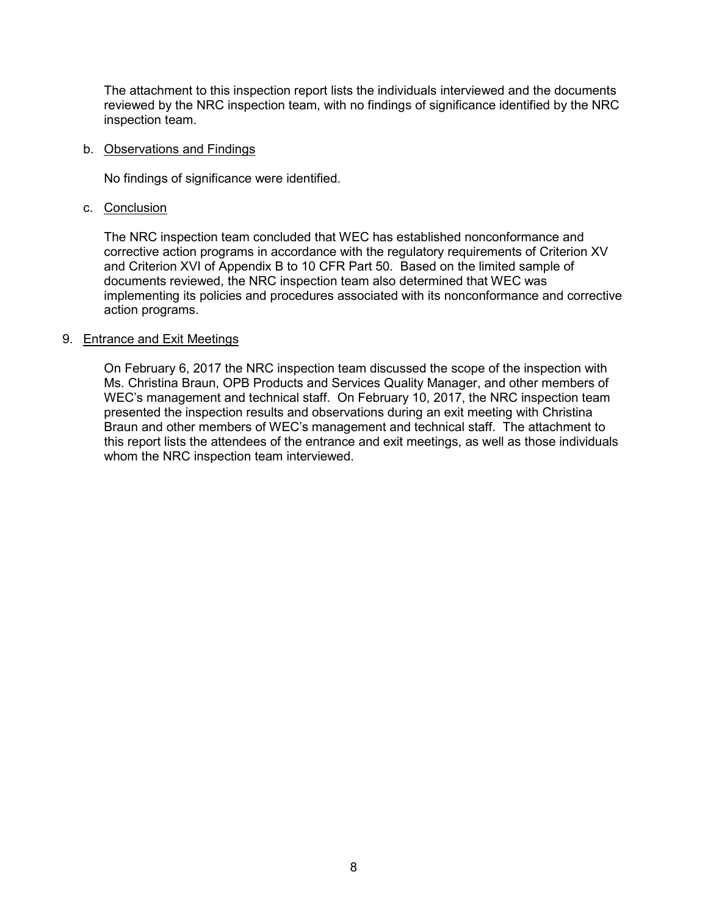The attachment to this inspection report lists the individuals interviewed and the documents reviewed by the NRC inspection team, with no findings of significance identified by the NRC inspection team.

b. Observations and Findings

No findings of significance were identified.

c. Conclusion

The NRC inspection team concluded that WEC has established nonconformance and corrective action programs in accordance with the regulatory requirements of Criterion XV and Criterion XVI of Appendix B to 10 CFR Part 50. Based on the limited sample of documents reviewed, the NRC inspection team also determined that WEC was implementing its policies and procedures associated with its nonconformance and corrective action programs.

9. Entrance and Exit Meetings

On February 6, 2017 the NRC inspection team discussed the scope of the inspection with Ms. Christina Braun, OPB Products and Services Quality Manager, and other members of WEC's management and technical staff. On February 10, 2017, the NRC inspection team presented the inspection results and observations during an exit meeting with Christina Braun and other members of WEC's management and technical staff. The attachment to this report lists the attendees of the entrance and exit meetings, as well as those individuals whom the NRC inspection team interviewed.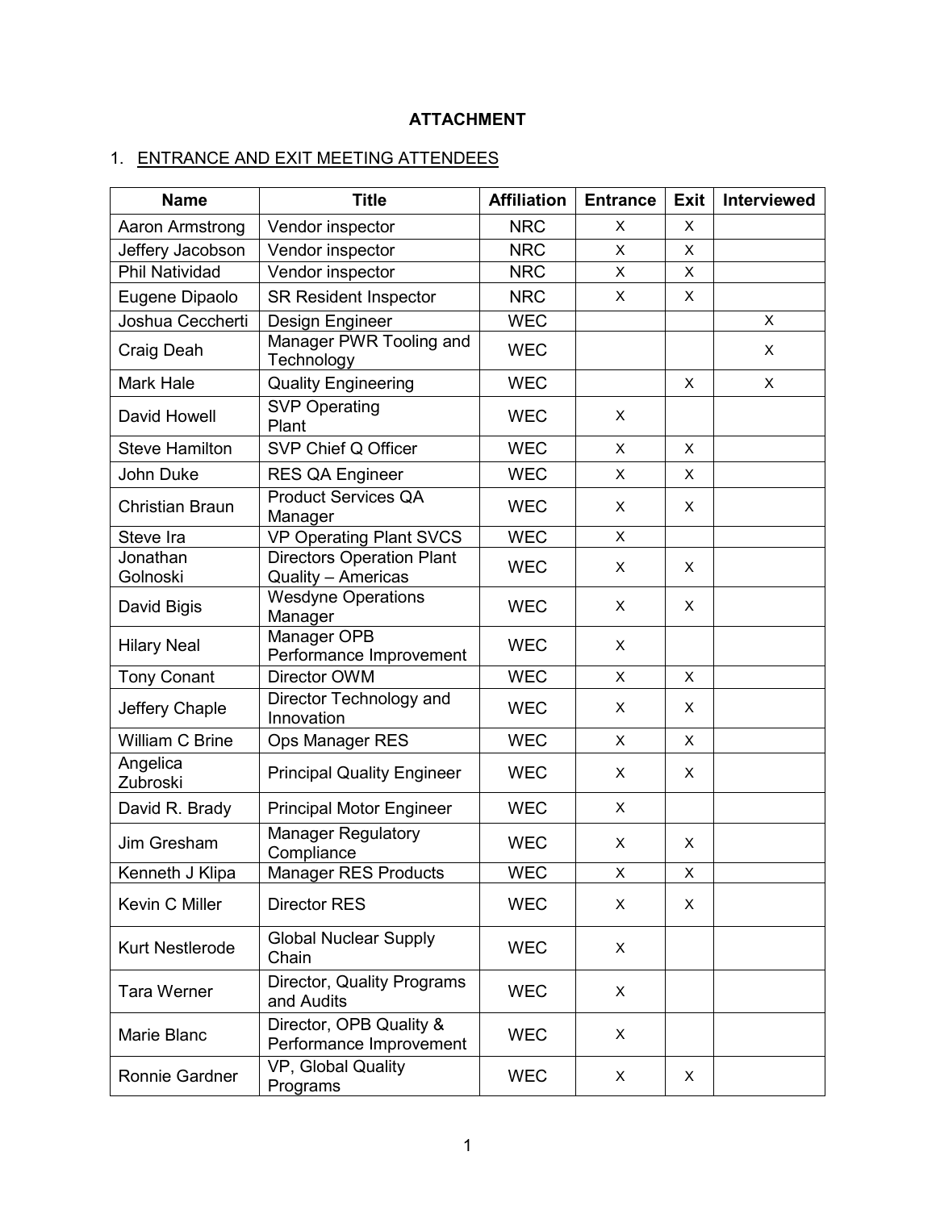**ATTACHMENT**

1. ENTRANCE AND EXIT MEETING ATTENDEES

| Name | Title | Affiliation | Entrance | Exit | Interviewed |
|---|---|---|---|---|---|
| Aaron Armstrong | Vendor inspector | NRC | X | X | |
| Jeffery Jacobson | Vendor inspector | NRC | X | X | |
| Phil Natividad | Vendor inspector | NRC | X | X | |
| Eugene Dipaolo | SR Resident Inspector | NRC | X | X | |
| Joshua Ceccherti | Design Engineer | WEC | | | X |
| Craig Deah | Manager PWR Tooling and Technology | WEC | | | X |
| Mark Hale | Quality Engineering | WEC | | X | X |
| David Howell | SVP Operating Plant | WEC | X | | |
| Steve Hamilton | SVP Chief Q Officer | WEC | X | X | |
| John Duke | RES QA Engineer | WEC | X | X | |
| Christian Braun | Product Services QA Manager | WEC | X | X | |
| Steve Ira | VP Operating Plant SVCS | WEC | X | | |
| Jonathan Golnoski | Directors Operation Plant Quality – Americas | WEC | X | X | |
| David Bigis | Wesdyne Operations Manager | WEC | X | X | |
| Hilary Neal | Manager OPB Performance Improvement | WEC | X | | |
| Tony Conant | Director OWM | WEC | X | X | |
| Jeffery Chaple | Director Technology and Innovation | WEC | X | X | |
| William C Brine | Ops Manager RES | WEC | X | X | |
| Angelica Zubroski | Principal Quality Engineer | WEC | X | X | |
| David R. Brady | Principal Motor Engineer | WEC | X | | |
| Jim Gresham | Manager Regulatory Compliance | WEC | X | X | |
| Kenneth J Klipa | Manager RES Products | WEC | X | X | |
| Kevin C Miller | Director RES | WEC | X | X | |
| Kurt Nestlerode | Global Nuclear Supply Chain | WEC | X | | |
| Tara Werner | Director, Quality Programs and Audits | WEC | X | | |
| Marie Blanc | Director, OPB Quality & Performance Improvement | WEC | X | | |
| Ronnie Gardner | VP, Global Quality Programs | WEC | X | X | |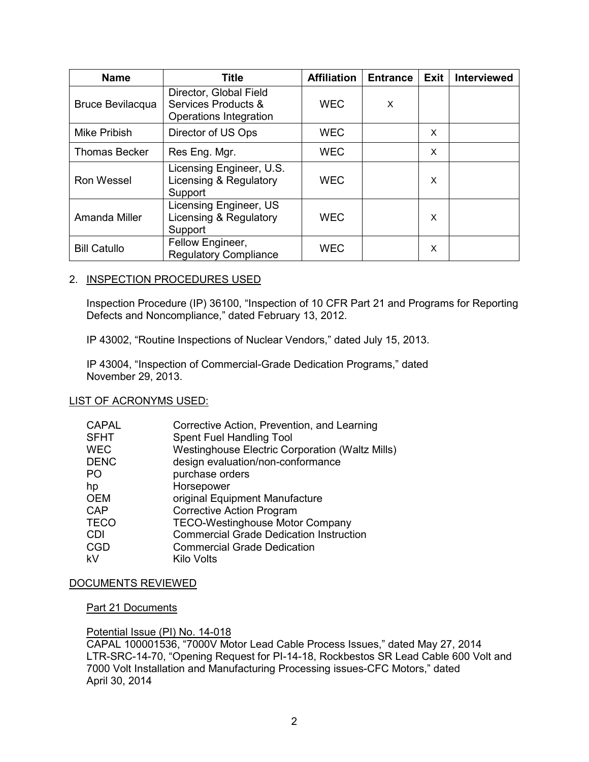| Name | Title | Affiliation | Entrance | Exit | Interviewed |
|---|---|---|---|---|---|
| Bruce Bevilacqua | Director, Global Field Services Products & Operations Integration | WEC | X | | |
| Mike Pribish | Director of US Ops | WEC | | X | |
| Thomas Becker | Res Eng. Mgr. | WEC | | X | |
| Ron Wessel | Licensing Engineer, U.S. Licensing & Regulatory Support | WEC | | X | |
| Amanda Miller | Licensing Engineer, US Licensing & Regulatory Support | WEC | | X | |
| Bill Catullo | Fellow Engineer, Regulatory Compliance | WEC | | X | |

2. INSPECTION PROCEDURES USED

Inspection Procedure (IP) 36100, "Inspection of 10 CFR Part 21 and Programs for Reporting Defects and Noncompliance," dated February 13, 2012.

IP 43002, "Routine Inspections of Nuclear Vendors," dated July 15, 2013.

IP 43004, "Inspection of Commercial-Grade Dedication Programs," dated November 29, 2013.

LIST OF ACRONYMS USED:

| | |
|---|---|
| CAPAL | Corrective Action, Prevention, and Learning |
| SFHT | Spent Fuel Handling Tool |
| WEC | Westinghouse Electric Corporation (Waltz Mills) |
| DENC | design evaluation/non-conformance |
| PO | purchase orders |
| hp | Horsepower |
| OEM | original Equipment Manufacture |
| CAP | Corrective Action Program |
| TECO | TECO-Westinghouse Motor Company |
| CDI | Commercial Grade Dedication Instruction |
| CGD | Commercial Grade Dedication |
| kV | Kilo Volts |

DOCUMENTS REVIEWED

Part 21 Documents

Potential Issue (PI) No. 14-018

CAPAL 100001536, "7000V Motor Lead Cable Process Issues," dated May 27, 2014

LTR-SRC-14-70, "Opening Request for PI-14-18, Rockbestos SR Lead Cable 600 Volt and 7000 Volt Installation and Manufacturing Processing issues-CFC Motors," dated April 30, 2014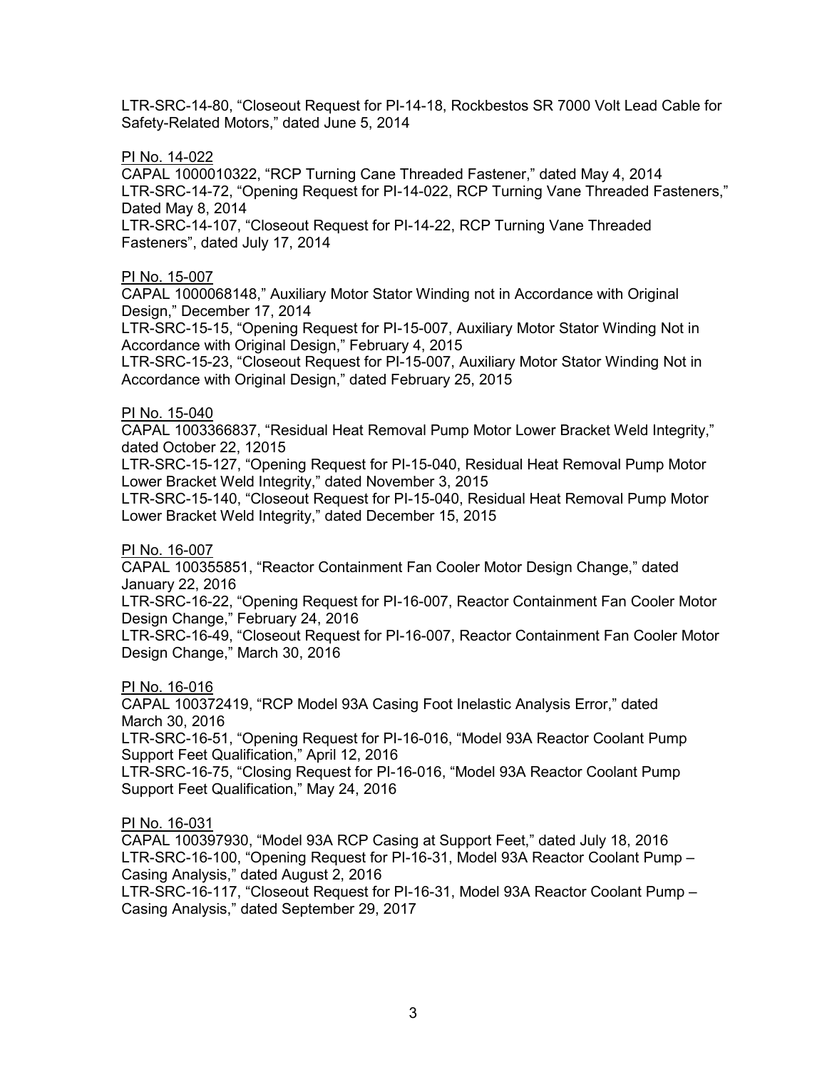LTR-SRC-14-80, “Closeout Request for PI-14-18, Rockbestos SR 7000 Volt Lead Cable for Safety-Related Motors,” dated June 5, 2014

PI No. 14-022

CAPAL 1000010322, “RCP Turning Cane Threaded Fastener,” dated May 4, 2014
LTR-SRC-14-72, “Opening Request for PI-14-022, RCP Turning Vane Threaded Fasteners,” Dated May 8, 2014
LTR-SRC-14-107, “Closeout Request for PI-14-22, RCP Turning Vane Threaded Fasteners”, dated July 17, 2014

PI No. 15-007

CAPAL 1000068148,” Auxiliary Motor Stator Winding not in Accordance with Original Design,” December 17, 2014
LTR-SRC-15-15, “Opening Request for PI-15-007, Auxiliary Motor Stator Winding Not in Accordance with Original Design,” February 4, 2015
LTR-SRC-15-23, “Closeout Request for PI-15-007, Auxiliary Motor Stator Winding Not in Accordance with Original Design,” dated February 25, 2015

PI No. 15-040

CAPAL 1003366837, “Residual Heat Removal Pump Motor Lower Bracket Weld Integrity,” dated October 22, 12015
LTR-SRC-15-127, “Opening Request for PI-15-040, Residual Heat Removal Pump Motor Lower Bracket Weld Integrity,” dated November 3, 2015
LTR-SRC-15-140, “Closeout Request for PI-15-040, Residual Heat Removal Pump Motor Lower Bracket Weld Integrity,” dated December 15, 2015

PI No. 16-007

CAPAL 100355851, “Reactor Containment Fan Cooler Motor Design Change,” dated January 22, 2016
LTR-SRC-16-22, “Opening Request for PI-16-007, Reactor Containment Fan Cooler Motor Design Change,” February 24, 2016
LTR-SRC-16-49, “Closeout Request for PI-16-007, Reactor Containment Fan Cooler Motor Design Change,” March 30, 2016

PI No. 16-016

CAPAL 100372419, “RCP Model 93A Casing Foot Inelastic Analysis Error,” dated March 30, 2016
LTR-SRC-16-51, “Opening Request for PI-16-016, “Model 93A Reactor Coolant Pump Support Feet Qualification,” April 12, 2016
LTR-SRC-16-75, “Closing Request for PI-16-016, “Model 93A Reactor Coolant Pump Support Feet Qualification,” May 24, 2016

PI No. 16-031

CAPAL 100397930, “Model 93A RCP Casing at Support Feet,” dated July 18, 2016
LTR-SRC-16-100, “Opening Request for PI-16-31, Model 93A Reactor Coolant Pump – Casing Analysis,” dated August 2, 2016
LTR-SRC-16-117, “Closeout Request for PI-16-31, Model 93A Reactor Coolant Pump – Casing Analysis,” dated September 29, 2017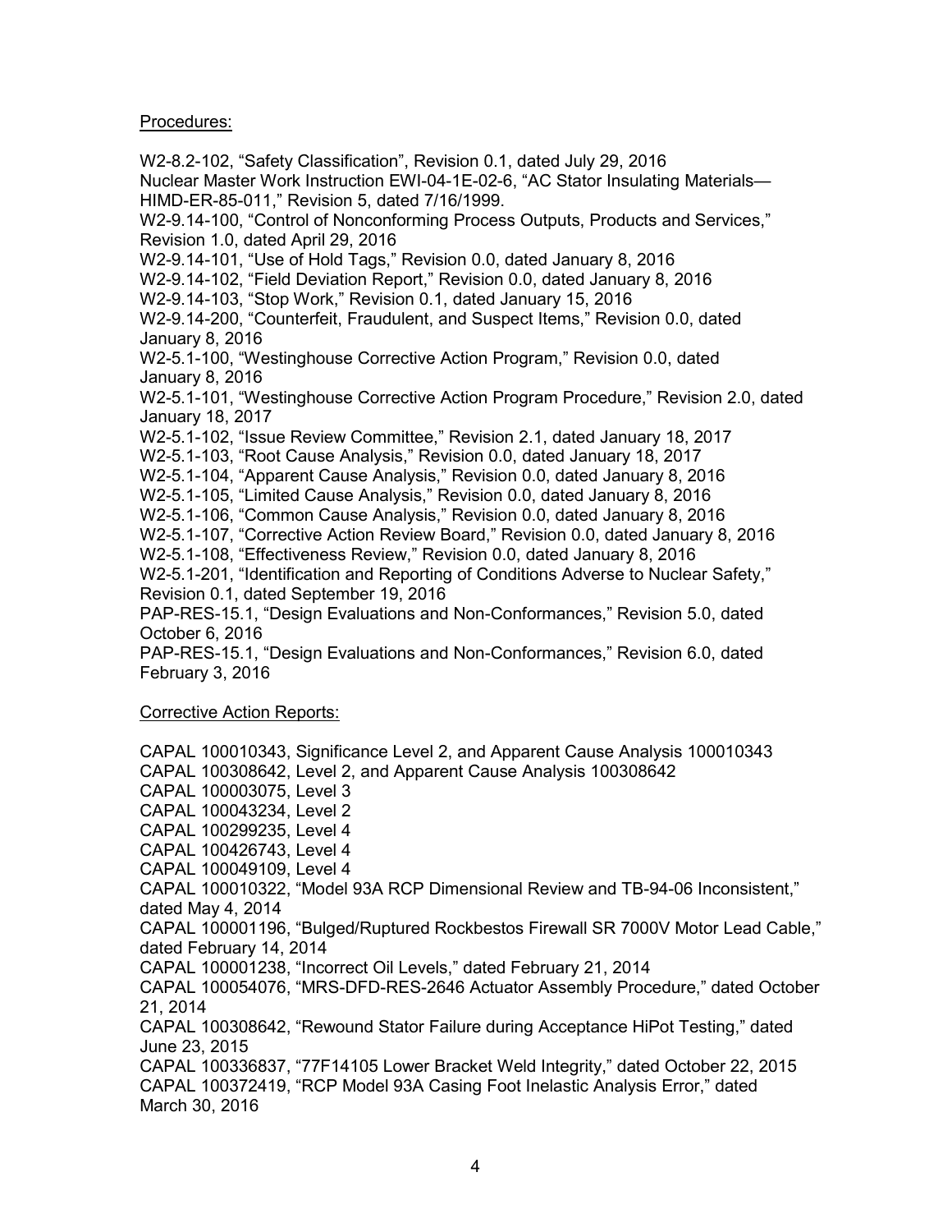Procedures:

W2-8.2-102, "Safety Classification", Revision 0.1, dated July 29, 2016

Nuclear Master Work Instruction EWI-04-1E-02-6, "AC Stator Insulating Materials—HIMD-ER-85-011," Revision 5, dated 7/16/1999.

W2-9.14-100, "Control of Nonconforming Process Outputs, Products and Services," Revision 1.0, dated April 29, 2016

W2-9.14-101, "Use of Hold Tags," Revision 0.0, dated January 8, 2016

W2-9.14-102, "Field Deviation Report," Revision 0.0, dated January 8, 2016

W2-9.14-103, "Stop Work," Revision 0.1, dated January 15, 2016

W2-9.14-200, "Counterfeit, Fraudulent, and Suspect Items," Revision 0.0, dated January 8, 2016

W2-5.1-100, "Westinghouse Corrective Action Program," Revision 0.0, dated January 8, 2016

W2-5.1-101, "Westinghouse Corrective Action Program Procedure," Revision 2.0, dated January 18, 2017

W2-5.1-102, "Issue Review Committee," Revision 2.1, dated January 18, 2017

W2-5.1-103, "Root Cause Analysis," Revision 0.0, dated January 18, 2017

W2-5.1-104, "Apparent Cause Analysis," Revision 0.0, dated January 8, 2016

W2-5.1-105, "Limited Cause Analysis," Revision 0.0, dated January 8, 2016

W2-5.1-106, "Common Cause Analysis," Revision 0.0, dated January 8, 2016

W2-5.1-107, "Corrective Action Review Board," Revision 0.0, dated January 8, 2016

W2-5.1-108, "Effectiveness Review," Revision 0.0, dated January 8, 2016

W2-5.1-201, "Identification and Reporting of Conditions Adverse to Nuclear Safety," Revision 0.1, dated September 19, 2016

PAP-RES-15.1, "Design Evaluations and Non-Conformances," Revision 5.0, dated October 6, 2016

PAP-RES-15.1, "Design Evaluations and Non-Conformances," Revision 6.0, dated February 3, 2016

Corrective Action Reports:

CAPAL 100010343, Significance Level 2, and Apparent Cause Analysis 100010343

CAPAL 100308642, Level 2, and Apparent Cause Analysis 100308642

CAPAL 100003075, Level 3

CAPAL 100043234, Level 2

CAPAL 100299235, Level 4

CAPAL 100426743, Level 4

CAPAL 100049109, Level 4

CAPAL 100010322, "Model 93A RCP Dimensional Review and TB-94-06 Inconsistent," dated May 4, 2014

CAPAL 100001196, "Bulged/Ruptured Rockbestos Firewall SR 7000V Motor Lead Cable," dated February 14, 2014

CAPAL 100001238, "Incorrect Oil Levels," dated February 21, 2014

CAPAL 100054076, "MRS-DFD-RES-2646 Actuator Assembly Procedure," dated October 21, 2014

CAPAL 100308642, "Rewound Stator Failure during Acceptance HiPot Testing," dated June 23, 2015

CAPAL 100336837, "77F14105 Lower Bracket Weld Integrity," dated October 22, 2015

CAPAL 100372419, "RCP Model 93A Casing Foot Inelastic Analysis Error," dated March 30, 2016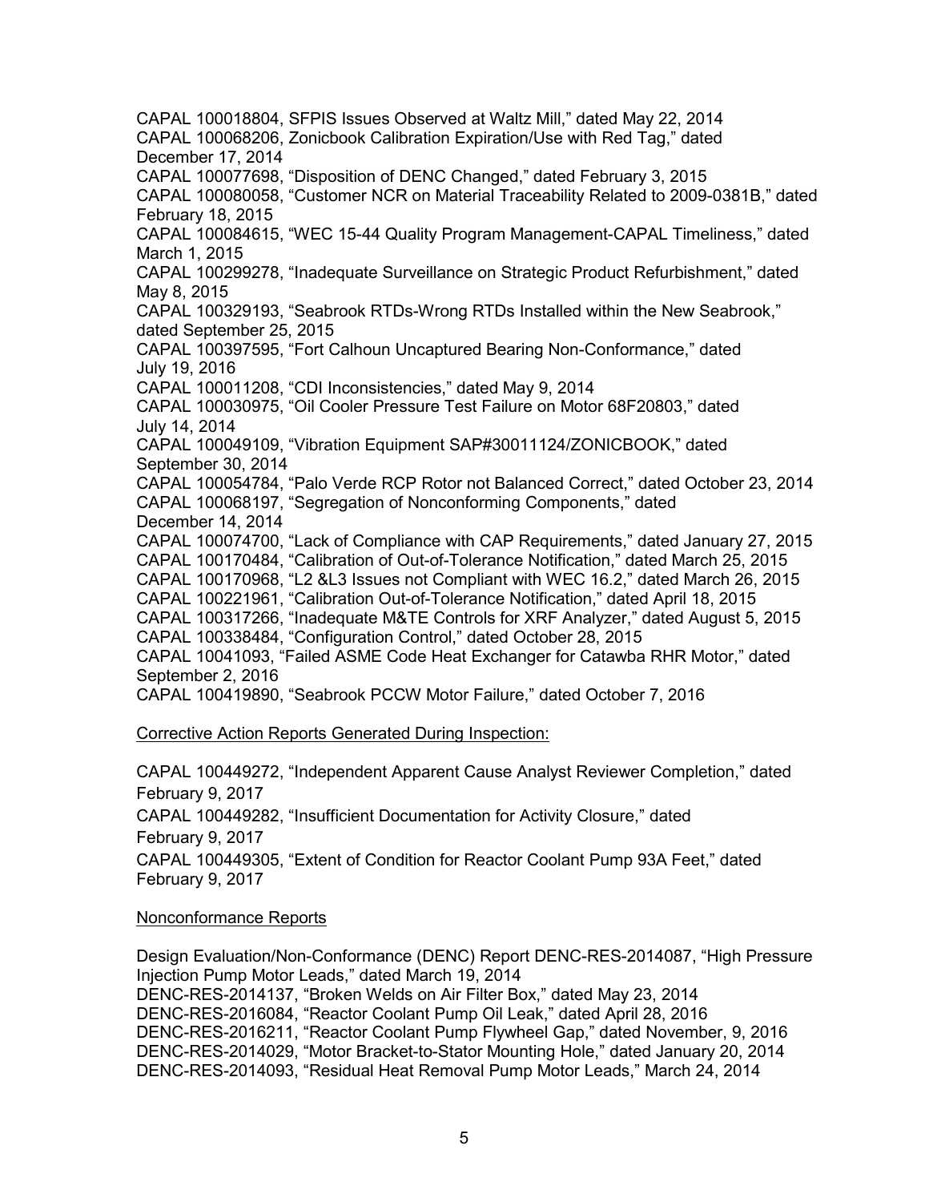CAPAL 100018804, SFPIS Issues Observed at Waltz Mill," dated May 22, 2014
CAPAL 100068206, Zonicbook Calibration Expiration/Use with Red Tag," dated December 17, 2014
CAPAL 100077698, "Disposition of DENC Changed," dated February 3, 2015
CAPAL 100080058, "Customer NCR on Material Traceability Related to 2009-0381B," dated February 18, 2015
CAPAL 100084615, "WEC 15-44 Quality Program Management-CAPAL Timeliness," dated March 1, 2015
CAPAL 100299278, "Inadequate Surveillance on Strategic Product Refurbishment," dated May 8, 2015
CAPAL 100329193, "Seabrook RTDs-Wrong RTDs Installed within the New Seabrook," dated September 25, 2015
CAPAL 100397595, "Fort Calhoun Uncaptured Bearing Non-Conformance," dated July 19, 2016
CAPAL 100011208, "CDI Inconsistencies," dated May 9, 2014
CAPAL 100030975, "Oil Cooler Pressure Test Failure on Motor 68F20803," dated July 14, 2014
CAPAL 100049109, "Vibration Equipment SAP#30011124/ZONICBOOK," dated September 30, 2014
CAPAL 100054784, "Palo Verde RCP Rotor not Balanced Correct," dated October 23, 2014
CAPAL 100068197, "Segregation of Nonconforming Components," dated December 14, 2014
CAPAL 100074700, "Lack of Compliance with CAP Requirements," dated January 27, 2015
CAPAL 100170484, "Calibration of Out-of-Tolerance Notification," dated March 25, 2015
CAPAL 100170968, "L2 &L3 Issues not Compliant with WEC 16.2," dated March 26, 2015
CAPAL 100221961, "Calibration Out-of-Tolerance Notification," dated April 18, 2015
CAPAL 100317266, "Inadequate M&TE Controls for XRF Analyzer," dated August 5, 2015
CAPAL 100338484, "Configuration Control," dated October 28, 2015
CAPAL 10041093, "Failed ASME Code Heat Exchanger for Catawba RHR Motor," dated September 2, 2016
CAPAL 100419890, "Seabrook PCCW Motor Failure," dated October 7, 2016

<u>Corrective Action Reports Generated During Inspection:</u>

CAPAL 100449272, "Independent Apparent Cause Analyst Reviewer Completion," dated February 9, 2017
CAPAL 100449282, "Insufficient Documentation for Activity Closure," dated February 9, 2017
CAPAL 100449305, "Extent of Condition for Reactor Coolant Pump 93A Feet," dated February 9, 2017

<u>Nonconformance Reports</u>

Design Evaluation/Non-Conformance (DENC) Report DENC-RES-2014087, "High Pressure Injection Pump Motor Leads," dated March 19, 2014
DENC-RES-2014137, "Broken Welds on Air Filter Box," dated May 23, 2014
DENC-RES-2016084, "Reactor Coolant Pump Oil Leak," dated April 28, 2016
DENC-RES-2016211, "Reactor Coolant Pump Flywheel Gap," dated November, 9, 2016
DENC-RES-2014029, "Motor Bracket-to-Stator Mounting Hole," dated January 20, 2014
DENC-RES-2014093, "Residual Heat Removal Pump Motor Leads," March 24, 2014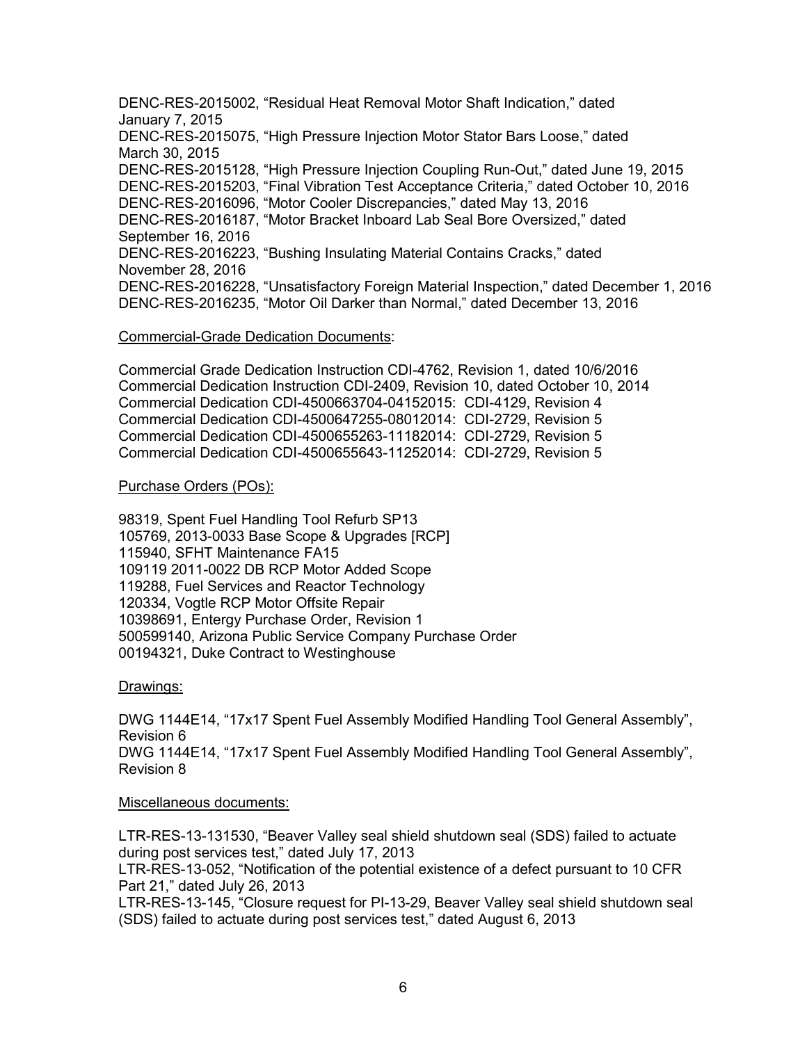DENC-RES-2015002, "Residual Heat Removal Motor Shaft Indication," dated January 7, 2015

DENC-RES-2015075, "High Pressure Injection Motor Stator Bars Loose," dated March 30, 2015

DENC-RES-2015128, "High Pressure Injection Coupling Run-Out," dated June 19, 2015

DENC-RES-2015203, "Final Vibration Test Acceptance Criteria," dated October 10, 2016

DENC-RES-2016096, "Motor Cooler Discrepancies," dated May 13, 2016

DENC-RES-2016187, "Motor Bracket Inboard Lab Seal Bore Oversized," dated September 16, 2016

DENC-RES-2016223, "Bushing Insulating Material Contains Cracks," dated November 28, 2016

DENC-RES-2016228, "Unsatisfactory Foreign Material Inspection," dated December 1, 2016

DENC-RES-2016235, "Motor Oil Darker than Normal," dated December 13, 2016

Commercial-Grade Dedication Documents:

Commercial Grade Dedication Instruction CDI-4762, Revision 1, dated 10/6/2016

Commercial Dedication Instruction CDI-2409, Revision 10, dated October 10, 2014

Commercial Dedication CDI-4500663704-04152015: CDI-4129, Revision 4

Commercial Dedication CDI-4500647255-08012014: CDI-2729, Revision 5

Commercial Dedication CDI-4500655263-11182014: CDI-2729, Revision 5

Commercial Dedication CDI-4500655643-11252014: CDI-2729, Revision 5

Purchase Orders (POs):

98319, Spent Fuel Handling Tool Refurb SP13

105769, 2013-0033 Base Scope & Upgrades [RCP]

115940, SFHT Maintenance FA15

109119 2011-0022 DB RCP Motor Added Scope

119288, Fuel Services and Reactor Technology

120334, Vogtle RCP Motor Offsite Repair

10398691, Entergy Purchase Order, Revision 1

500599140, Arizona Public Service Company Purchase Order

00194321, Duke Contract to Westinghouse

Drawings:

DWG 1144E14, "17x17 Spent Fuel Assembly Modified Handling Tool General Assembly", Revision 6

DWG 1144E14, "17x17 Spent Fuel Assembly Modified Handling Tool General Assembly", Revision 8

Miscellaneous documents:

LTR-RES-13-131530, "Beaver Valley seal shield shutdown seal (SDS) failed to actuate during post services test," dated July 17, 2013

LTR-RES-13-052, "Notification of the potential existence of a defect pursuant to 10 CFR Part 21," dated July 26, 2013

LTR-RES-13-145, "Closure request for PI-13-29, Beaver Valley seal shield shutdown seal (SDS) failed to actuate during post services test," dated August 6, 2013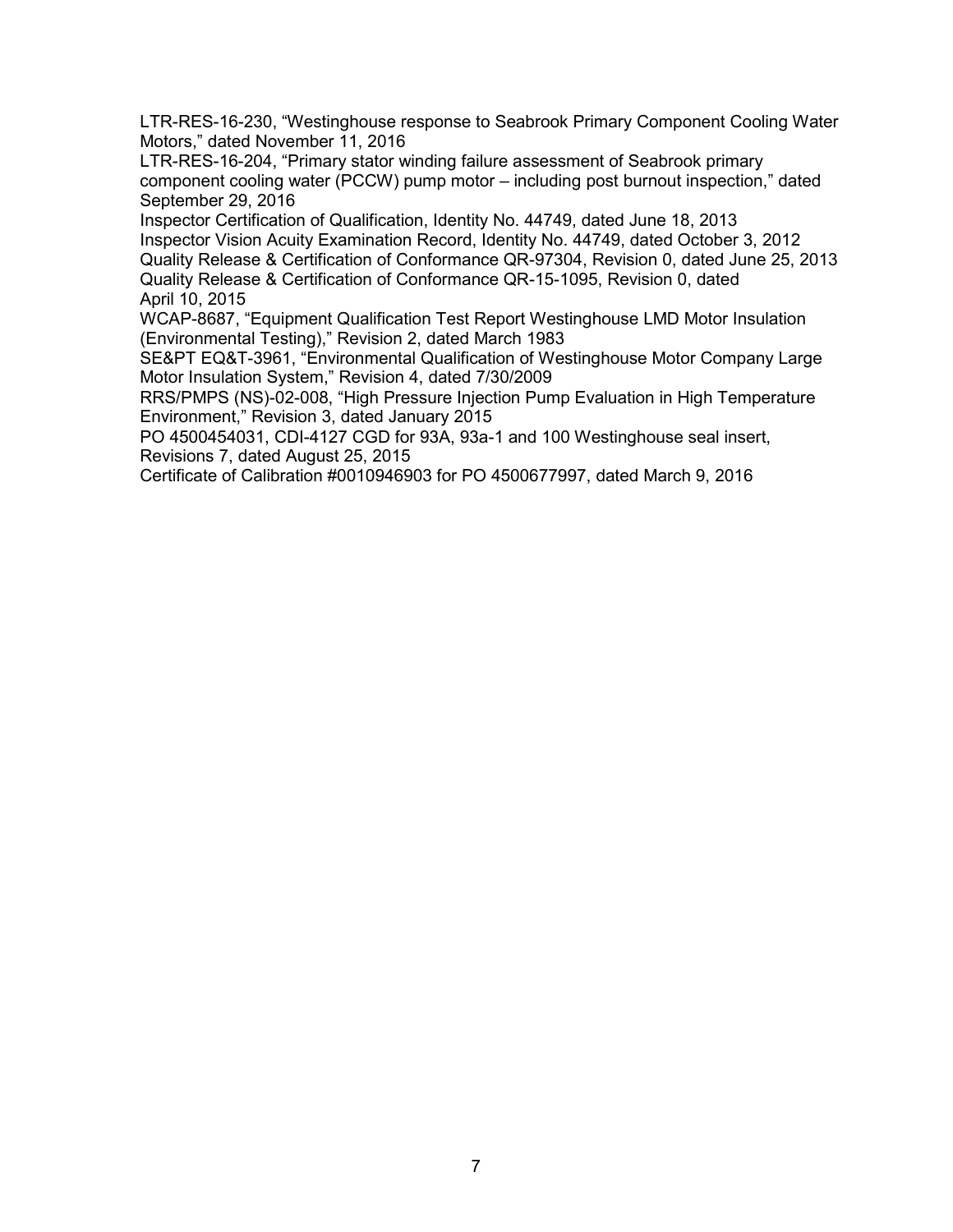LTR-RES-16-230, “Westinghouse response to Seabrook Primary Component Cooling Water Motors,” dated November 11, 2016

LTR-RES-16-204, “Primary stator winding failure assessment of Seabrook primary component cooling water (PCCW) pump motor – including post burnout inspection,” dated September 29, 2016

Inspector Certification of Qualification, Identity No. 44749, dated June 18, 2013

Inspector Vision Acuity Examination Record, Identity No. 44749, dated October 3, 2012

Quality Release & Certification of Conformance QR-97304, Revision 0, dated June 25, 2013

Quality Release & Certification of Conformance QR-15-1095, Revision 0, dated April 10, 2015

WCAP-8687, “Equipment Qualification Test Report Westinghouse LMD Motor Insulation (Environmental Testing),” Revision 2, dated March 1983

SE&PT EQ&T-3961, “Environmental Qualification of Westinghouse Motor Company Large Motor Insulation System,” Revision 4, dated 7/30/2009

RRS/PMPS (NS)-02-008, “High Pressure Injection Pump Evaluation in High Temperature Environment,” Revision 3, dated January 2015

PO 4500454031, CDI-4127 CGD for 93A, 93a-1 and 100 Westinghouse seal insert, Revisions 7, dated August 25, 2015

Certificate of Calibration #0010946903 for PO 4500677997, dated March 9, 2016